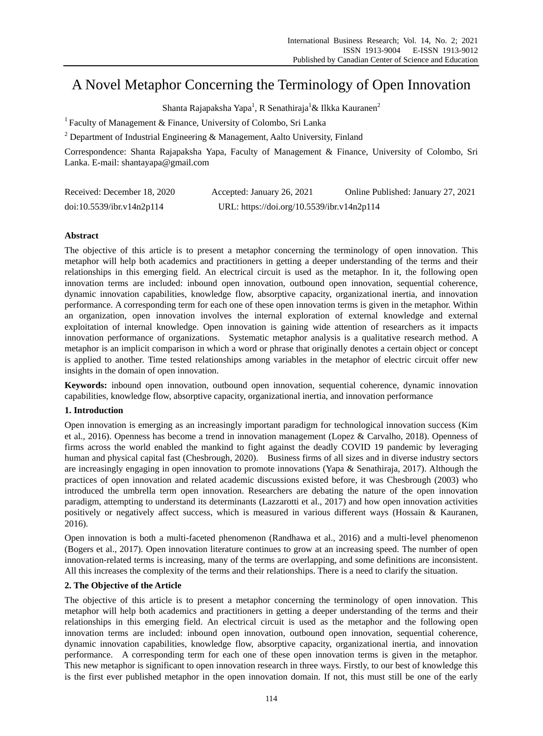# A Novel Metaphor Concerning the Terminology of Open Innovation

Shanta Rajapaksha Yapa[1], R Senathiraja[1]& Ilkka Kauranen[2]

[1] Faculty of Management & Finance, University of Colombo, Sri Lanka

[2] Department of Industrial Engineering & Management, Aalto University, Finland

Correspondence: Shanta Rajapaksha Yapa, Faculty of Management & Finance, University of Colombo, Sri Lanka. E-mail: shantayapa@gmail.com

Received: December 18, 2020 Accepted: January 26, 2021 Online Published: January 27, 2021

doi:10.5539/ibr.v14n2p114 URL: https://doi.org/10.5539/ibr.v14n2p114

## Abstract

The objective of this article is to present a metaphor concerning the terminology of open innovation. This metaphor will help both academics and practitioners in getting a deeper understanding of the terms and their relationships in this emerging field. An electrical circuit is used as the metaphor. In it, the following open innovation terms are included: inbound open innovation, outbound open innovation, sequential coherence, dynamic innovation capabilities, knowledge flow, absorptive capacity, organizational inertia, and innovation performance. A corresponding term for each one of these open innovation terms is given in the metaphor. Within an organization, open innovation involves the internal exploration of external knowledge and external exploitation of internal knowledge. Open innovation is gaining wide attention of researchers as it impacts innovation performance of organizations. Systematic metaphor analysis is a qualitative research method. A metaphor is an implicit comparison in which a word or phrase that originally denotes a certain object or concept is applied to another. Time tested relationships among variables in the metaphor of electric circuit offer new insights in the domain of open innovation.

**Keywords:** inbound open innovation, outbound open innovation, sequential coherence, dynamic innovation capabilities, knowledge flow, absorptive capacity, organizational inertia, and innovation performance

## 1. Introduction

Open innovation is emerging as an increasingly important paradigm for technological innovation success (Kim et al., 2016). Openness has become a trend in innovation management (Lopez & Carvalho, 2018). Openness of firms across the world enabled the mankind to fight against the deadly COVID 19 pandemic by leveraging human and physical capital fast (Chesbrough, 2020). Business firms of all sizes and in diverse industry sectors are increasingly engaging in open innovation to promote innovations (Yapa & Senathiraja, 2017). Although the practices of open innovation and related academic discussions existed before, it was Chesbrough (2003) who introduced the umbrella term open innovation. Researchers are debating the nature of the open innovation paradigm, attempting to understand its determinants (Lazzarotti et al., 2017) and how open innovation activities positively or negatively affect success, which is measured in various different ways (Hossain & Kauranen, 2016).

Open innovation is both a multi-faceted phenomenon (Randhawa et al., 2016) and a multi-level phenomenon (Bogers et al., 2017). Open innovation literature continues to grow at an increasing speed. The number of open innovation-related terms is increasing, many of the terms are overlapping, and some definitions are inconsistent. All this increases the complexity of the terms and their relationships. There is a need to clarify the situation.

## 2. The Objective of the Article

The objective of this article is to present a metaphor concerning the terminology of open innovation. This metaphor will help both academics and practitioners in getting a deeper understanding of the terms and their relationships in this emerging field. An electrical circuit is used as the metaphor and the following open innovation terms are included: inbound open innovation, outbound open innovation, sequential coherence, dynamic innovation capabilities, knowledge flow, absorptive capacity, organizational inertia, and innovation performance. A corresponding term for each one of these open innovation terms is given in the metaphor. This new metaphor is significant to open innovation research in three ways. Firstly, to our best of knowledge this is the first ever published metaphor in the open innovation domain. If not, this must still be one of the early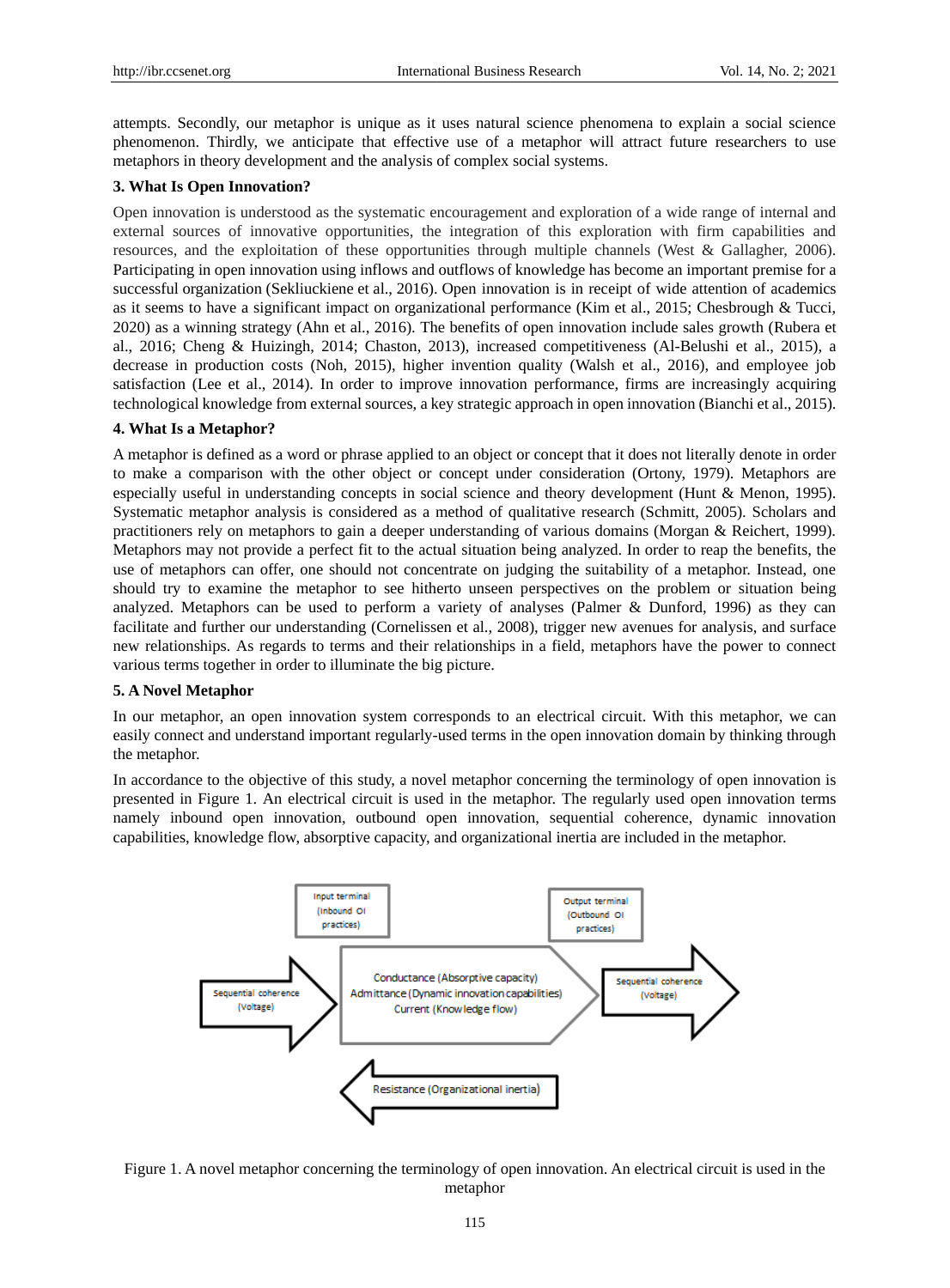attempts. Secondly, our metaphor is unique as it uses natural science phenomena to explain a social science phenomenon. Thirdly, we anticipate that effective use of a metaphor will attract future researchers to use metaphors in theory development and the analysis of complex social systems.

### 3. What Is Open Innovation?

Open innovation is understood as the systematic encouragement and exploration of a wide range of internal and external sources of innovative opportunities, the integration of this exploration with firm capabilities and resources, and the exploitation of these opportunities through multiple channels (West & Gallagher, 2006). Participating in open innovation using inflows and outflows of knowledge has become an important premise for a successful organization (Sekliuckiene et al., 2016). Open innovation is in receipt of wide attention of academics as it seems to have a significant impact on organizational performance (Kim et al., 2015; Chesbrough & Tucci, 2020) as a winning strategy (Ahn et al., 2016). The benefits of open innovation include sales growth (Rubera et al., 2016; Cheng & Huizingh, 2014; Chaston, 2013), increased competitiveness (Al-Belushi et al., 2015), a decrease in production costs (Noh, 2015), higher invention quality (Walsh et al., 2016), and employee job satisfaction (Lee et al., 2014). In order to improve innovation performance, firms are increasingly acquiring technological knowledge from external sources, a key strategic approach in open innovation (Bianchi et al., 2015).

### 4. What Is a Metaphor?

A metaphor is defined as a word or phrase applied to an object or concept that it does not literally denote in order to make a comparison with the other object or concept under consideration (Ortony, 1979). Metaphors are especially useful in understanding concepts in social science and theory development (Hunt & Menon, 1995). Systematic metaphor analysis is considered as a method of qualitative research (Schmitt, 2005). Scholars and practitioners rely on metaphors to gain a deeper understanding of various domains (Morgan & Reichert, 1999). Metaphors may not provide a perfect fit to the actual situation being analyzed. In order to reap the benefits, the use of metaphors can offer, one should not concentrate on judging the suitability of a metaphor. Instead, one should try to examine the metaphor to see hitherto unseen perspectives on the problem or situation being analyzed. Metaphors can be used to perform a variety of analyses (Palmer & Dunford, 1996) as they can facilitate and further our understanding (Cornelissen et al., 2008), trigger new avenues for analysis, and surface new relationships. As regards to terms and their relationships in a field, metaphors have the power to connect various terms together in order to illuminate the big picture.

### 5. A Novel Metaphor

In our metaphor, an open innovation system corresponds to an electrical circuit. With this metaphor, we can easily connect and understand important regularly-used terms in the open innovation domain by thinking through the metaphor.

In accordance to the objective of this study, a novel metaphor concerning the terminology of open innovation is presented in Figure 1. An electrical circuit is used in the metaphor. The regularly used open innovation terms namely inbound open innovation, outbound open innovation, sequential coherence, dynamic innovation capabilities, knowledge flow, absorptive capacity, and organizational inertia are included in the metaphor.

Input terminal (Inbound OI practices)

Output terminal (Outbound OI practices)

Sequential coherence (Voltage)

Conductance (Absorptive capacity)
Admittance (Dynamic innovation capabilities)
Current (Knowledge flow)

Sequential coherence (Voltage)

Resistance (Organizational inertia)

Figure 1. A novel metaphor concerning the terminology of open innovation. An electrical circuit is used in the metaphor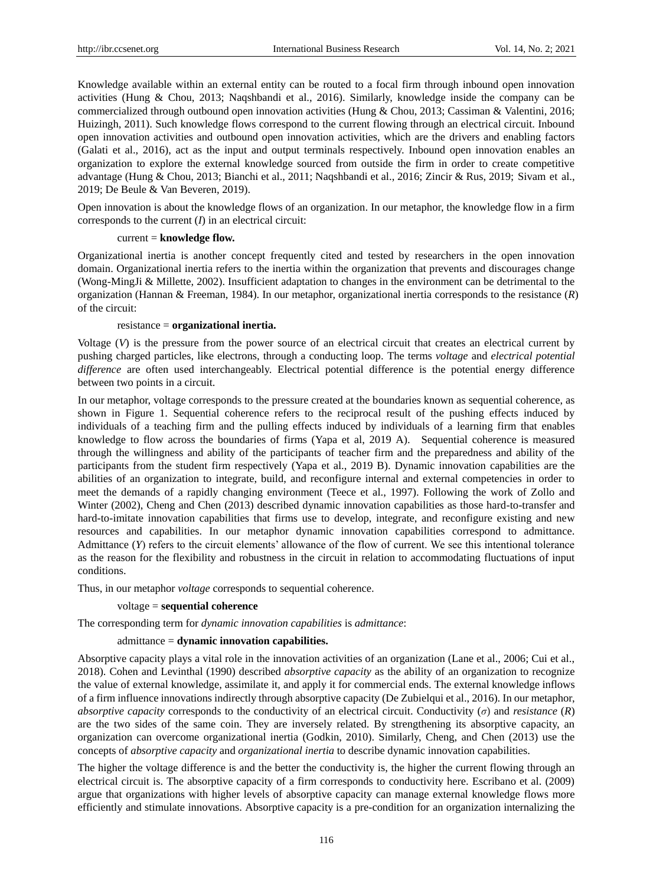Knowledge available within an external entity can be routed to a focal firm through inbound open innovation activities (Hung & Chou, 2013; Naqshbandi et al., 2016). Similarly, knowledge inside the company can be commercialized through outbound open innovation activities (Hung & Chou, 2013; Cassiman & Valentini, 2016; Huizingh, 2011). Such knowledge flows correspond to the current flowing through an electrical circuit. Inbound open innovation activities and outbound open innovation activities, which are the drivers and enabling factors (Galati et al., 2016), act as the input and output terminals respectively. Inbound open innovation enables an organization to explore the external knowledge sourced from outside the firm in order to create competitive advantage (Hung & Chou, 2013; Bianchi et al., 2011; Naqshbandi et al., 2016; Zincir & Rus, 2019; Sivam et al., 2019; De Beule & Van Beveren, 2019).

Open innovation is about the knowledge flows of an organization. In our metaphor, the knowledge flow in a firm corresponds to the current ($I$) in an electrical circuit:

current = **knowledge flow.**

Organizational inertia is another concept frequently cited and tested by researchers in the open innovation domain. Organizational inertia refers to the inertia within the organization that prevents and discourages change (Wong-MingJi & Millette, 2002). Insufficient adaptation to changes in the environment can be detrimental to the organization (Hannan & Freeman, 1984). In our metaphor, organizational inertia corresponds to the resistance ($R$) of the circuit:

resistance = **organizational inertia.**

Voltage ($V$) is the pressure from the power source of an electrical circuit that creates an electrical current by pushing charged particles, like electrons, through a conducting loop. The terms *voltage* and *electrical potential difference* are often used interchangeably. Electrical potential difference is the potential energy difference between two points in a circuit.

In our metaphor, voltage corresponds to the pressure created at the boundaries known as sequential coherence, as shown in Figure 1. Sequential coherence refers to the reciprocal result of the pushing effects induced by individuals of a teaching firm and the pulling effects induced by individuals of a learning firm that enables knowledge to flow across the boundaries of firms (Yapa et al, 2019 A). Sequential coherence is measured through the willingness and ability of the participants of teacher firm and the preparedness and ability of the participants from the student firm respectively (Yapa et al., 2019 B). Dynamic innovation capabilities are the abilities of an organization to integrate, build, and reconfigure internal and external competencies in order to meet the demands of a rapidly changing environment (Teece et al., 1997). Following the work of Zollo and Winter (2002), Cheng and Chen (2013) described dynamic innovation capabilities as those hard-to-transfer and hard-to-imitate innovation capabilities that firms use to develop, integrate, and reconfigure existing and new resources and capabilities. In our metaphor dynamic innovation capabilities correspond to admittance. Admittance ($Y$) refers to the circuit elements' allowance of the flow of current. We see this intentional tolerance as the reason for the flexibility and robustness in the circuit in relation to accommodating fluctuations of input conditions.

Thus, in our metaphor *voltage* corresponds to sequential coherence.

voltage = **sequential coherence**

The corresponding term for *dynamic innovation capabilities* is *admittance*:

admittance = **dynamic innovation capabilities.**

Absorptive capacity plays a vital role in the innovation activities of an organization (Lane et al., 2006; Cui et al., 2018). Cohen and Levinthal (1990) described *absorptive capacity* as the ability of an organization to recognize the value of external knowledge, assimilate it, and apply it for commercial ends. The external knowledge inflows of a firm influence innovations indirectly through absorptive capacity (De Zubielqui et al., 2016). In our metaphor, *absorptive capacity* corresponds to the conductivity of an electrical circuit. Conductivity ($\sigma$) and *resistance* ($R$) are the two sides of the same coin. They are inversely related. By strengthening its absorptive capacity, an organization can overcome organizational inertia (Godkin, 2010). Similarly, Cheng, and Chen (2013) use the concepts of *absorptive capacity* and *organizational inertia* to describe dynamic innovation capabilities.

The higher the voltage difference is and the better the conductivity is, the higher the current flowing through an electrical circuit is. The absorptive capacity of a firm corresponds to conductivity here. Escribano et al. (2009) argue that organizations with higher levels of absorptive capacity can manage external knowledge flows more efficiently and stimulate innovations. Absorptive capacity is a pre-condition for an organization internalizing the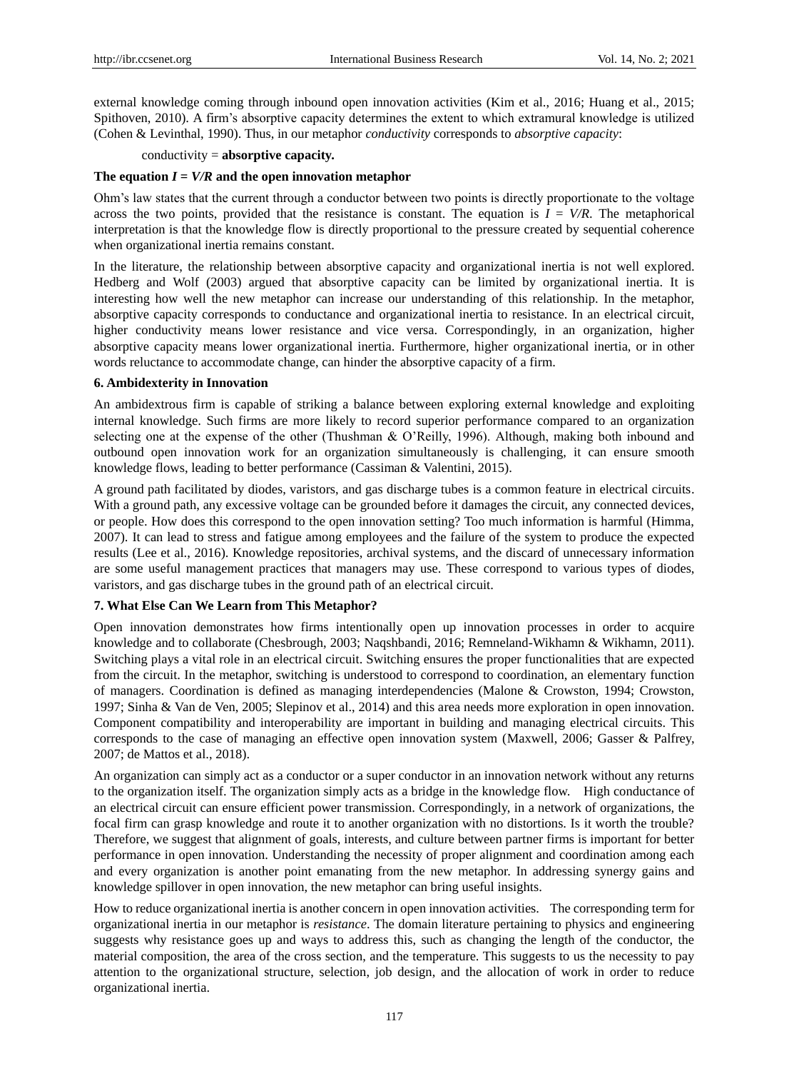external knowledge coming through inbound open innovation activities (Kim et al., 2016; Huang et al., 2015; Spithoven, 2010). A firm's absorptive capacity determines the extent to which extramural knowledge is utilized (Cohen & Levinthal, 1990). Thus, in our metaphor *conductivity* corresponds to *absorptive capacity*:

conductivity = **absorptive capacity.**

**The equation $I = V/R$ and the open innovation metaphor**

Ohm's law states that the current through a conductor between two points is directly proportionate to the voltage across the two points, provided that the resistance is constant. The equation is $I = V/R$. The metaphorical interpretation is that the knowledge flow is directly proportional to the pressure created by sequential coherence when organizational inertia remains constant.

In the literature, the relationship between absorptive capacity and organizational inertia is not well explored. Hedberg and Wolf (2003) argued that absorptive capacity can be limited by organizational inertia. It is interesting how well the new metaphor can increase our understanding of this relationship. In the metaphor, absorptive capacity corresponds to conductance and organizational inertia to resistance. In an electrical circuit, higher conductivity means lower resistance and vice versa. Correspondingly, in an organization, higher absorptive capacity means lower organizational inertia. Furthermore, higher organizational inertia, or in other words reluctance to accommodate change, can hinder the absorptive capacity of a firm.

### 6. Ambidexterity in Innovation

An ambidextrous firm is capable of striking a balance between exploring external knowledge and exploiting internal knowledge. Such firms are more likely to record superior performance compared to an organization selecting one at the expense of the other (Thushman & O'Reilly, 1996). Although, making both inbound and outbound open innovation work for an organization simultaneously is challenging, it can ensure smooth knowledge flows, leading to better performance (Cassiman & Valentini, 2015).

A ground path facilitated by diodes, varistors, and gas discharge tubes is a common feature in electrical circuits. With a ground path, any excessive voltage can be grounded before it damages the circuit, any connected devices, or people. How does this correspond to the open innovation setting? Too much information is harmful (Himma, 2007). It can lead to stress and fatigue among employees and the failure of the system to produce the expected results (Lee et al., 2016). Knowledge repositories, archival systems, and the discard of unnecessary information are some useful management practices that managers may use. These correspond to various types of diodes, varistors, and gas discharge tubes in the ground path of an electrical circuit.

### 7. What Else Can We Learn from This Metaphor?

Open innovation demonstrates how firms intentionally open up innovation processes in order to acquire knowledge and to collaborate (Chesbrough, 2003; Naqshbandi, 2016; Remneland-Wikhamn & Wikhamn, 2011). Switching plays a vital role in an electrical circuit. Switching ensures the proper functionalities that are expected from the circuit. In the metaphor, switching is understood to correspond to coordination, an elementary function of managers. Coordination is defined as managing interdependencies (Malone & Crowston, 1994; Crowston, 1997; Sinha & Van de Ven, 2005; Slepinov et al., 2014) and this area needs more exploration in open innovation. Component compatibility and interoperability are important in building and managing electrical circuits. This corresponds to the case of managing an effective open innovation system (Maxwell, 2006; Gasser & Palfrey, 2007; de Mattos et al., 2018).

An organization can simply act as a conductor or a super conductor in an innovation network without any returns to the organization itself. The organization simply acts as a bridge in the knowledge flow. High conductance of an electrical circuit can ensure efficient power transmission. Correspondingly, in a network of organizations, the focal firm can grasp knowledge and route it to another organization with no distortions. Is it worth the trouble? Therefore, we suggest that alignment of goals, interests, and culture between partner firms is important for better performance in open innovation. Understanding the necessity of proper alignment and coordination among each and every organization is another point emanating from the new metaphor. In addressing synergy gains and knowledge spillover in open innovation, the new metaphor can bring useful insights.

How to reduce organizational inertia is another concern in open innovation activities. The corresponding term for organizational inertia in our metaphor is *resistance*. The domain literature pertaining to physics and engineering suggests why resistance goes up and ways to address this, such as changing the length of the conductor, the material composition, the area of the cross section, and the temperature. This suggests to us the necessity to pay attention to the organizational structure, selection, job design, and the allocation of work in order to reduce organizational inertia.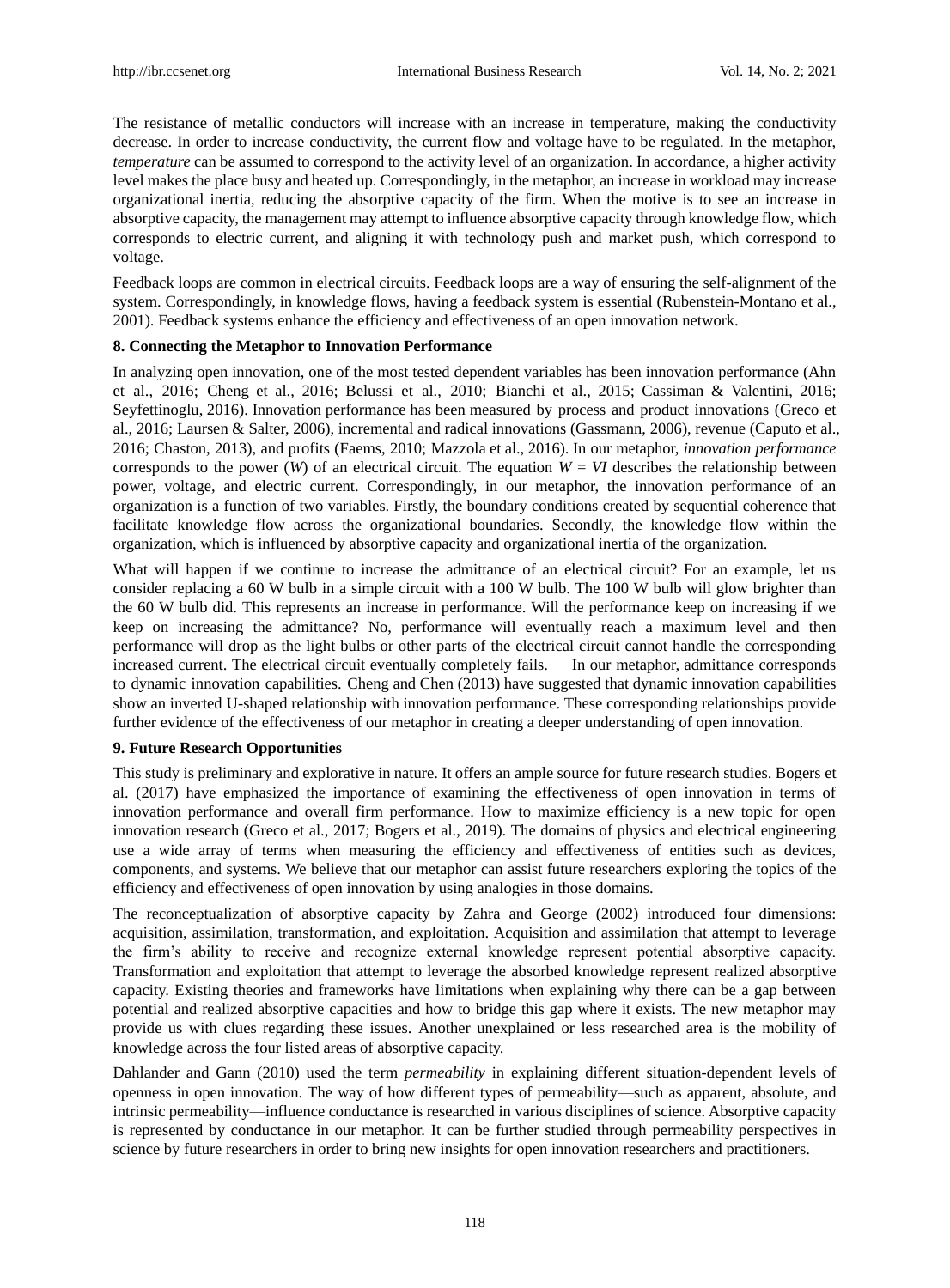The resistance of metallic conductors will increase with an increase in temperature, making the conductivity decrease. In order to increase conductivity, the current flow and voltage have to be regulated. In the metaphor, *temperature* can be assumed to correspond to the activity level of an organization. In accordance, a higher activity level makes the place busy and heated up. Correspondingly, in the metaphor, an increase in workload may increase organizational inertia, reducing the absorptive capacity of the firm. When the motive is to see an increase in absorptive capacity, the management may attempt to influence absorptive capacity through knowledge flow, which corresponds to electric current, and aligning it with technology push and market push, which correspond to voltage.

Feedback loops are common in electrical circuits. Feedback loops are a way of ensuring the self-alignment of the system. Correspondingly, in knowledge flows, having a feedback system is essential (Rubenstein-Montano et al., 2001). Feedback systems enhance the efficiency and effectiveness of an open innovation network.

### 8. Connecting the Metaphor to Innovation Performance

In analyzing open innovation, one of the most tested dependent variables has been innovation performance (Ahn et al., 2016; Cheng et al., 2016; Belussi et al., 2010; Bianchi et al., 2015; Cassiman & Valentini, 2016; Seyfettinoglu, 2016). Innovation performance has been measured by process and product innovations (Greco et al., 2016; Laursen & Salter, 2006), incremental and radical innovations (Gassmann, 2006), revenue (Caputo et al., 2016; Chaston, 2013), and profits (Faems, 2010; Mazzola et al., 2016). In our metaphor, *innovation performance* corresponds to the power ($W$) of an electrical circuit. The equation $W = VI$ describes the relationship between power, voltage, and electric current. Correspondingly, in our metaphor, the innovation performance of an organization is a function of two variables. Firstly, the boundary conditions created by sequential coherence that facilitate knowledge flow across the organizational boundaries. Secondly, the knowledge flow within the organization, which is influenced by absorptive capacity and organizational inertia of the organization.

What will happen if we continue to increase the admittance of an electrical circuit? For an example, let us consider replacing a 60 W bulb in a simple circuit with a 100 W bulb. The 100 W bulb will glow brighter than the 60 W bulb did. This represents an increase in performance. Will the performance keep on increasing if we keep on increasing the admittance? No, performance will eventually reach a maximum level and then performance will drop as the light bulbs or other parts of the electrical circuit cannot handle the corresponding increased current. The electrical circuit eventually completely fails. In our metaphor, admittance corresponds to dynamic innovation capabilities. Cheng and Chen (2013) have suggested that dynamic innovation capabilities show an inverted U-shaped relationship with innovation performance. These corresponding relationships provide further evidence of the effectiveness of our metaphor in creating a deeper understanding of open innovation.

### 9. Future Research Opportunities

This study is preliminary and explorative in nature. It offers an ample source for future research studies. Bogers et al. (2017) have emphasized the importance of examining the effectiveness of open innovation in terms of innovation performance and overall firm performance. How to maximize efficiency is a new topic for open innovation research (Greco et al., 2017; Bogers et al., 2019). The domains of physics and electrical engineering use a wide array of terms when measuring the efficiency and effectiveness of entities such as devices, components, and systems. We believe that our metaphor can assist future researchers exploring the topics of the efficiency and effectiveness of open innovation by using analogies in those domains.

The reconceptualization of absorptive capacity by Zahra and George (2002) introduced four dimensions: acquisition, assimilation, transformation, and exploitation. Acquisition and assimilation that attempt to leverage the firm's ability to receive and recognize external knowledge represent potential absorptive capacity. Transformation and exploitation that attempt to leverage the absorbed knowledge represent realized absorptive capacity. Existing theories and frameworks have limitations when explaining why there can be a gap between potential and realized absorptive capacities and how to bridge this gap where it exists. The new metaphor may provide us with clues regarding these issues. Another unexplained or less researched area is the mobility of knowledge across the four listed areas of absorptive capacity.

Dahlander and Gann (2010) used the term *permeability* in explaining different situation-dependent levels of openness in open innovation. The way of how different types of permeability—such as apparent, absolute, and intrinsic permeability—influence conductance is researched in various disciplines of science. Absorptive capacity is represented by conductance in our metaphor. It can be further studied through permeability perspectives in science by future researchers in order to bring new insights for open innovation researchers and practitioners.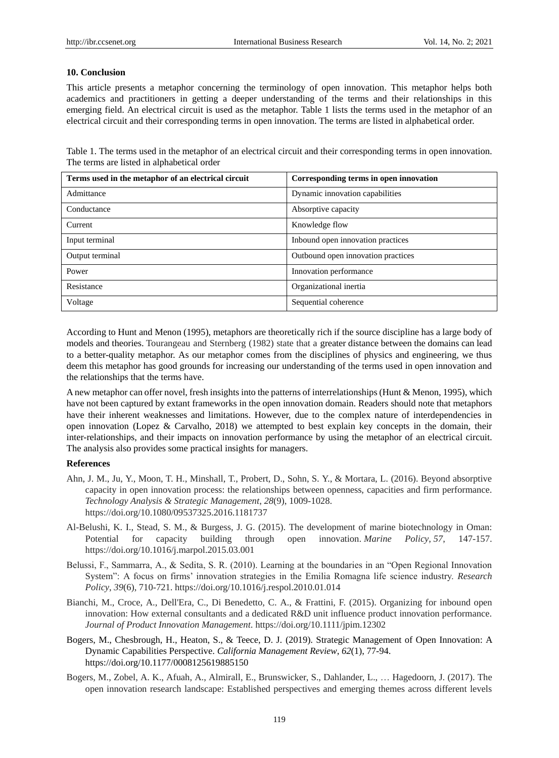## 10. Conclusion

This article presents a metaphor concerning the terminology of open innovation. This metaphor helps both academics and practitioners in getting a deeper understanding of the terms and their relationships in this emerging field. An electrical circuit is used as the metaphor. Table 1 lists the terms used in the metaphor of an electrical circuit and their corresponding terms in open innovation. The terms are listed in alphabetical order.

Table 1. The terms used in the metaphor of an electrical circuit and their corresponding terms in open innovation. The terms are listed in alphabetical order

| Terms used in the metaphor of an electrical circuit | Corresponding terms in open innovation |
|---|---|
| Admittance | Dynamic innovation capabilities |
| Conductance | Absorptive capacity |
| Current | Knowledge flow |
| Input terminal | Inbound open innovation practices |
| Output terminal | Outbound open innovation practices |
| Power | Innovation performance |
| Resistance | Organizational inertia |
| Voltage | Sequential coherence |

According to Hunt and Menon (1995), metaphors are theoretically rich if the source discipline has a large body of models and theories. Tourangeau and Sternberg (1982) state that a greater distance between the domains can lead to a better-quality metaphor. As our metaphor comes from the disciplines of physics and engineering, we thus deem this metaphor has good grounds for increasing our understanding of the terms used in open innovation and the relationships that the terms have.

A new metaphor can offer novel, fresh insights into the patterns of interrelationships (Hunt & Menon, 1995), which have not been captured by extant frameworks in the open innovation domain. Readers should note that metaphors have their inherent weaknesses and limitations. However, due to the complex nature of interdependencies in open innovation (Lopez & Carvalho, 2018) we attempted to best explain key concepts in the domain, their inter-relationships, and their impacts on innovation performance by using the metaphor of an electrical circuit. The analysis also provides some practical insights for managers.

## References

Ahn, J. M., Ju, Y., Moon, T. H., Minshall, T., Probert, D., Sohn, S. Y., & Mortara, L. (2016). Beyond absorptive capacity in open innovation process: the relationships between openness, capacities and firm performance. *Technology Analysis & Strategic Management*, *28*(9), 1009-1028. https://doi.org/10.1080/09537325.2016.1181737

Al-Belushi, K. I., Stead, S. M., & Burgess, J. G. (2015). The development of marine biotechnology in Oman: Potential for capacity building through open innovation. *Marine Policy*, *57*, 147-157. https://doi.org/10.1016/j.marpol.2015.03.001

Belussi, F., Sammarra, A., & Sedita, S. R. (2010). Learning at the boundaries in an "Open Regional Innovation System": A focus on firms' innovation strategies in the Emilia Romagna life science industry. *Research Policy*, *39*(6), 710-721. https://doi.org/10.1016/j.respol.2010.01.014

Bianchi, M., Croce, A., Dell'Era, C., Di Benedetto, C. A., & Frattini, F. (2015). Organizing for inbound open innovation: How external consultants and a dedicated R&D unit influence product innovation performance. *Journal of Product Innovation Management*. https://doi.org/10.1111/jpim.12302

Bogers, M., Chesbrough, H., Heaton, S., & Teece, D. J. (2019). Strategic Management of Open Innovation: A Dynamic Capabilities Perspective. *California Management Review*, *62*(1), 77-94. https://doi.org/10.1177/0008125619885150

Bogers, M., Zobel, A. K., Afuah, A., Almirall, E., Brunswicker, S., Dahlander, L., … Hagedoorn, J. (2017). The open innovation research landscape: Established perspectives and emerging themes across different levels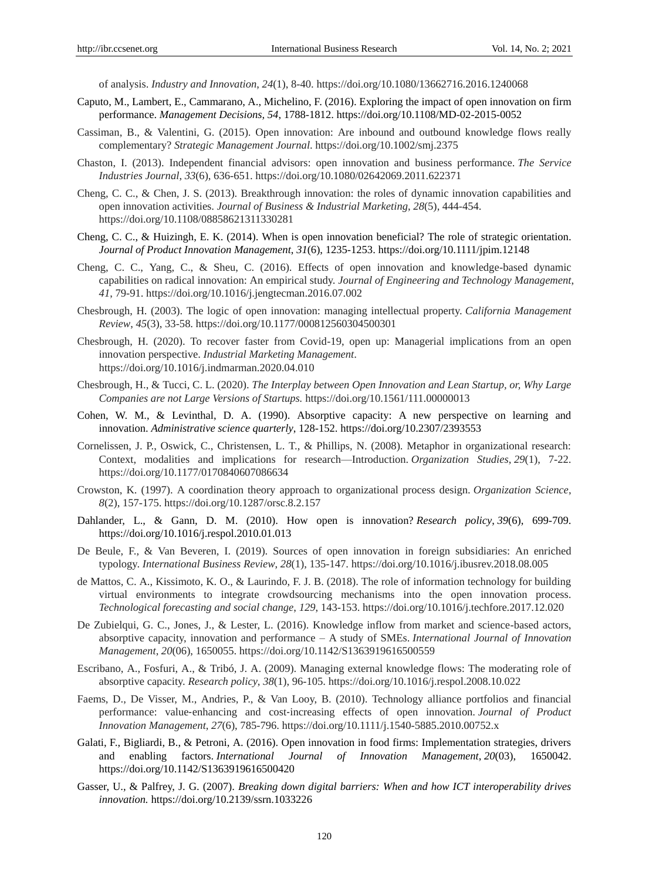of analysis. *Industry and Innovation*, *24*(1), 8-40. https://doi.org/10.1080/13662716.2016.1240068

Caputo, M., Lambert, E., Cammarano, A., Michelino, F. (2016). Exploring the impact of open innovation on firm performance. *Management Decisions, 54,* 1788-1812. https://doi.org/10.1108/MD-02-2015-0052

Cassiman, B., & Valentini, G. (2015). Open innovation: Are inbound and outbound knowledge flows really complementary? *Strategic Management Journal*. https://doi.org/10.1002/smj.2375

Chaston, I. (2013). Independent financial advisors: open innovation and business performance. *The Service Industries Journal*, *33*(6), 636-651. https://doi.org/10.1080/02642069.2011.622371

Cheng, C. C., & Chen, J. S. (2013). Breakthrough innovation: the roles of dynamic innovation capabilities and open innovation activities. *Journal of Business & Industrial Marketing*, *28*(5), 444-454. https://doi.org/10.1108/08858621311330281

Cheng, C. C., & Huizingh, E. K. (2014). When is open innovation beneficial? The role of strategic orientation. *Journal of Product Innovation Management*, *31*(6), 1235-1253. https://doi.org/10.1111/jpim.12148

Cheng, C. C., Yang, C., & Sheu, C. (2016). Effects of open innovation and knowledge-based dynamic capabilities on radical innovation: An empirical study. *Journal of Engineering and Technology Management*, *41*, 79-91. https://doi.org/10.1016/j.jengtecman.2016.07.002

Chesbrough, H. (2003). The logic of open innovation: managing intellectual property. *California Management Review*, *45*(3), 33-58. https://doi.org/10.1177/000812560304500301

Chesbrough, H. (2020). To recover faster from Covid-19, open up: Managerial implications from an open innovation perspective. *Industrial Marketing Management*. https://doi.org/10.1016/j.indmarman.2020.04.010

Chesbrough, H., & Tucci, C. L. (2020). *The Interplay between Open Innovation and Lean Startup, or, Why Large Companies are not Large Versions of Startups.* https://doi.org/10.1561/111.00000013

Cohen, W. M., & Levinthal, D. A. (1990). Absorptive capacity: A new perspective on learning and innovation. *Administrative science quarterly*, 128-152. https://doi.org/10.2307/2393553

Cornelissen, J. P., Oswick, C., Christensen, L. T., & Phillips, N. (2008). Metaphor in organizational research: Context, modalities and implications for research—Introduction. *Organization Studies*, *29*(1), 7-22. https://doi.org/10.1177/0170840607086634

Crowston, K. (1997). A coordination theory approach to organizational process design. *Organization Science*, *8*(2), 157-175. https://doi.org/10.1287/orsc.8.2.157

Dahlander, L., & Gann, D. M. (2010). How open is innovation? *Research policy*, *39*(6), 699-709. https://doi.org/10.1016/j.respol.2010.01.013

De Beule, F., & Van Beveren, I. (2019). Sources of open innovation in foreign subsidiaries: An enriched typology. *International Business Review*, *28*(1), 135-147. https://doi.org/10.1016/j.ibusrev.2018.08.005

de Mattos, C. A., Kissimoto, K. O., & Laurindo, F. J. B. (2018). The role of information technology for building virtual environments to integrate crowdsourcing mechanisms into the open innovation process. *Technological forecasting and social change*, *129*, 143-153. https://doi.org/10.1016/j.techfore.2017.12.020

De Zubielqui, G. C., Jones, J., & Lester, L. (2016). Knowledge inflow from market and science-based actors, absorptive capacity, innovation and performance – A study of SMEs. *International Journal of Innovation Management*, *20*(06), 1650055. https://doi.org/10.1142/S1363919616500559

Escribano, A., Fosfuri, A., & Tribó, J. A. (2009). Managing external knowledge flows: The moderating role of absorptive capacity. *Research policy*, *38*(1), 96-105. https://doi.org/10.1016/j.respol.2008.10.022

Faems, D., De Visser, M., Andries, P., & Van Looy, B. (2010). Technology alliance portfolios and financial performance: value-enhancing and cost-increasing effects of open innovation. *Journal of Product Innovation Management*, *27*(6), 785-796. https://doi.org/10.1111/j.1540-5885.2010.00752.x

Galati, F., Bigliardi, B., & Petroni, A. (2016). Open innovation in food firms: Implementation strategies, drivers and enabling factors. *International Journal of Innovation Management*, *20*(03), 1650042. https://doi.org/10.1142/S1363919616500420

Gasser, U., & Palfrey, J. G. (2007). *Breaking down digital barriers: When and how ICT interoperability drives innovation.* https://doi.org/10.2139/ssrn.1033226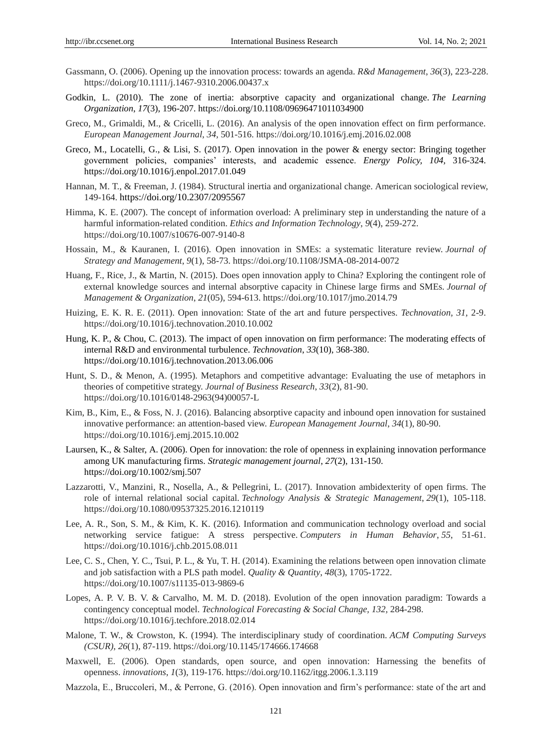Gassmann, O. (2006). Opening up the innovation process: towards an agenda. *R&d Management*, *36*(3), 223-228. https://doi.org/10.1111/j.1467-9310.2006.00437.x

Godkin, L. (2010). The zone of inertia: absorptive capacity and organizational change. *The Learning Organization*, *17*(3), 196-207. https://doi.org/10.1108/09696471011034900

Greco, M., Grimaldi, M., & Cricelli, L. (2016). An analysis of the open innovation effect on firm performance. *European Management Journal, 34*, 501-516. https://doi.org/10.1016/j.emj.2016.02.008

Greco, M., Locatelli, G., & Lisi, S. (2017). Open innovation in the power & energy sector: Bringing together government policies, companies' interests, and academic essence. *Energy Policy, 104,* 316-324. https://doi.org/10.1016/j.enpol.2017.01.049

Hannan, M. T., & Freeman, J. (1984). Structural inertia and organizational change. American sociological review, 149-164. https://doi.org/10.2307/2095567

Himma, K. E. (2007). The concept of information overload: A preliminary step in understanding the nature of a harmful information-related condition. *Ethics and Information Technology*, *9*(4), 259-272. https://doi.org/10.1007/s10676-007-9140-8

Hossain, M., & Kauranen, I. (2016). Open innovation in SMEs: a systematic literature review. *Journal of Strategy and Management*, *9*(1), 58-73. https://doi.org/10.1108/JSMA-08-2014-0072

Huang, F., Rice, J., & Martin, N. (2015). Does open innovation apply to China? Exploring the contingent role of external knowledge sources and internal absorptive capacity in Chinese large firms and SMEs. *Journal of Management & Organization*, *21*(05), 594-613. https://doi.org/10.1017/jmo.2014.79

Huizing, E. K. R. E. (2011). Open innovation: State of the art and future perspectives. *Technovation, 31,* 2-9. https://doi.org/10.1016/j.technovation.2010.10.002

Hung, K. P., & Chou, C. (2013). The impact of open innovation on firm performance: The moderating effects of internal R&D and environmental turbulence. *Technovation*, *33*(10), 368-380. https://doi.org/10.1016/j.technovation.2013.06.006

Hunt, S. D., & Menon, A. (1995). Metaphors and competitive advantage: Evaluating the use of metaphors in theories of competitive strategy. *Journal of Business Research*, *33*(2), 81-90. https://doi.org/10.1016/0148-2963(94)00057-L

Kim, B., Kim, E., & Foss, N. J. (2016). Balancing absorptive capacity and inbound open innovation for sustained innovative performance: an attention-based view. *European Management Journal*, *34*(1), 80-90. https://doi.org/10.1016/j.emj.2015.10.002

Laursen, K., & Salter, A. (2006). Open for innovation: the role of openness in explaining innovation performance among UK manufacturing firms. *Strategic management journal*, *27*(2), 131-150. https://doi.org/10.1002/smj.507

Lazzarotti, V., Manzini, R., Nosella, A., & Pellegrini, L. (2017). Innovation ambidexterity of open firms. The role of internal relational social capital. *Technology Analysis & Strategic Management*, *29*(1), 105-118. https://doi.org/10.1080/09537325.2016.1210119

Lee, A. R., Son, S. M., & Kim, K. K. (2016). Information and communication technology overload and social networking service fatigue: A stress perspective. *Computers in Human Behavior*, *55*, 51-61. https://doi.org/10.1016/j.chb.2015.08.011

Lee, C. S., Chen, Y. C., Tsui, P. L., & Yu, T. H. (2014). Examining the relations between open innovation climate and job satisfaction with a PLS path model. *Quality & Quantity*, *48*(3), 1705-1722. https://doi.org/10.1007/s11135-013-9869-6

Lopes, A. P. V. B. V. & Carvalho, M. M. D. (2018). Evolution of the open innovation paradigm: Towards a contingency conceptual model. *Technological Forecasting & Social Change, 132,* 284-298. https://doi.org/10.1016/j.techfore.2018.02.014

Malone, T. W., & Crowston, K. (1994). The interdisciplinary study of coordination. *ACM Computing Surveys (CSUR)*, *26*(1), 87-119. https://doi.org/10.1145/174666.174668

Maxwell, E. (2006). Open standards, open source, and open innovation: Harnessing the benefits of openness. *innovations*, *1*(3), 119-176. https://doi.org/10.1162/itgg.2006.1.3.119

Mazzola, E., Bruccoleri, M., & Perrone, G. (2016). Open innovation and firm's performance: state of the art and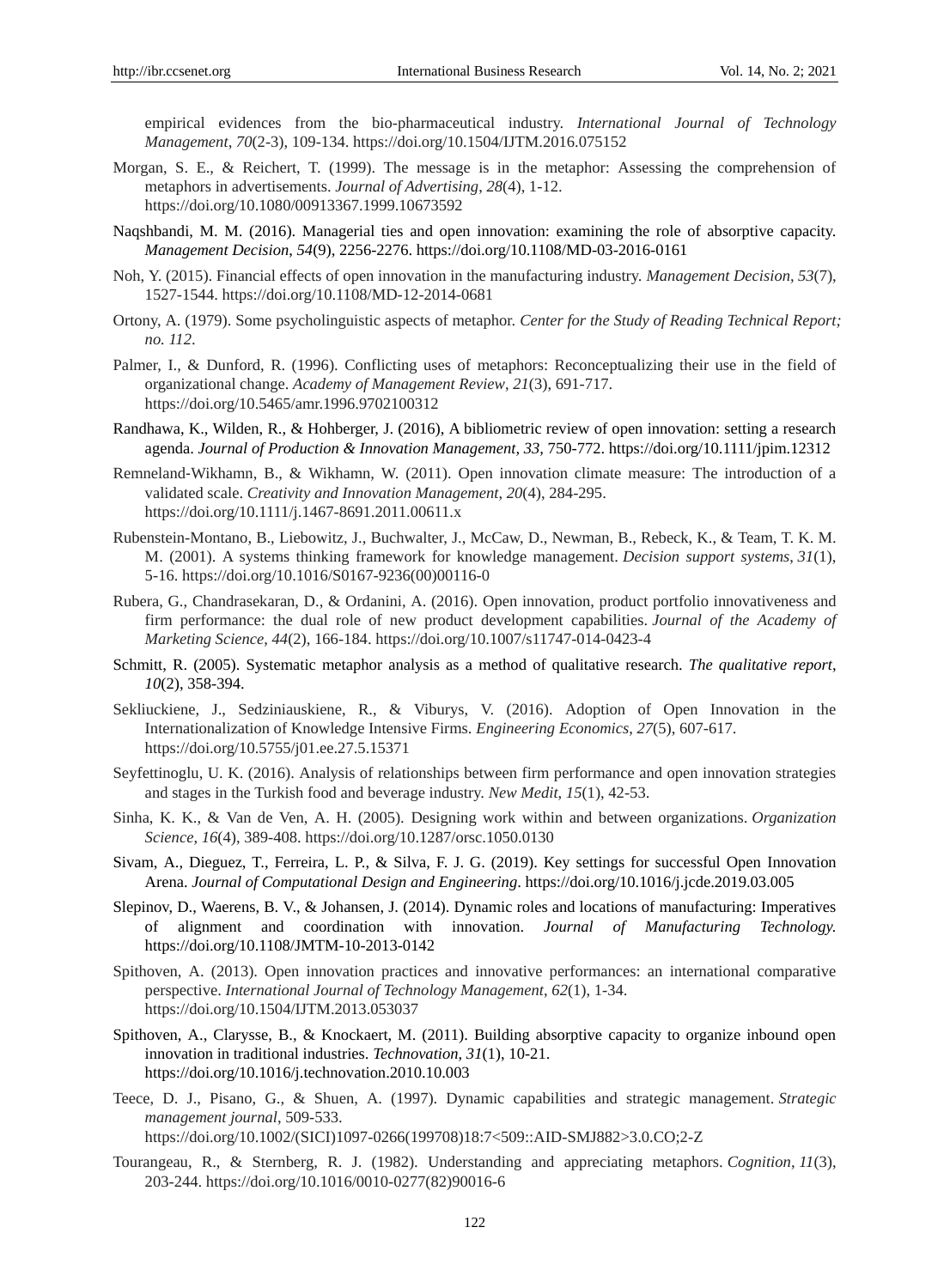empirical evidences from the bio-pharmaceutical industry. *International Journal of Technology Management*, *70*(2-3), 109-134. https://doi.org/10.1504/IJTM.2016.075152

Morgan, S. E., & Reichert, T. (1999). The message is in the metaphor: Assessing the comprehension of metaphors in advertisements. *Journal of Advertising*, *28*(4), 1-12. https://doi.org/10.1080/00913367.1999.10673592

Naqshbandi, M. M. (2016). Managerial ties and open innovation: examining the role of absorptive capacity. *Management Decision*, *54*(9), 2256-2276. https://doi.org/10.1108/MD-03-2016-0161

Noh, Y. (2015). Financial effects of open innovation in the manufacturing industry. *Management Decision*, *53*(7), 1527-1544. https://doi.org/10.1108/MD-12-2014-0681

Ortony, A. (1979). Some psycholinguistic aspects of metaphor. *Center for the Study of Reading Technical Report; no. 112*.

Palmer, I., & Dunford, R. (1996). Conflicting uses of metaphors: Reconceptualizing their use in the field of organizational change. *Academy of Management Review*, *21*(3), 691-717. https://doi.org/10.5465/amr.1996.9702100312

Randhawa, K., Wilden, R., & Hohberger, J. (2016), A bibliometric review of open innovation: setting a research agenda. *Journal of Production & Innovation Management, 33*, 750-772. https://doi.org/10.1111/jpim.12312

Remneland-Wikhamn, B., & Wikhamn, W. (2011). Open innovation climate measure: The introduction of a validated scale. *Creativity and Innovation Management*, *20*(4), 284-295. https://doi.org/10.1111/j.1467-8691.2011.00611.x

Rubenstein-Montano, B., Liebowitz, J., Buchwalter, J., McCaw, D., Newman, B., Rebeck, K., & Team, T. K. M. M. (2001). A systems thinking framework for knowledge management. *Decision support systems*, *31*(1), 5-16. https://doi.org/10.1016/S0167-9236(00)00116-0

Rubera, G., Chandrasekaran, D., & Ordanini, A. (2016). Open innovation, product portfolio innovativeness and firm performance: the dual role of new product development capabilities. *Journal of the Academy of Marketing Science*, *44*(2), 166-184. https://doi.org/10.1007/s11747-014-0423-4

Schmitt, R. (2005). Systematic metaphor analysis as a method of qualitative research. *The qualitative report*, *10*(2), 358-394.

Sekliuckiene, J., Sedziniauskiene, R., & Viburys, V. (2016). Adoption of Open Innovation in the Internationalization of Knowledge Intensive Firms. *Engineering Economics*, *27*(5), 607-617. https://doi.org/10.5755/j01.ee.27.5.15371

Seyfettinoglu, U. K. (2016). Analysis of relationships between firm performance and open innovation strategies and stages in the Turkish food and beverage industry. *New Medit*, *15*(1), 42-53.

Sinha, K. K., & Van de Ven, A. H. (2005). Designing work within and between organizations. *Organization Science*, *16*(4), 389-408. https://doi.org/10.1287/orsc.1050.0130

Sivam, A., Dieguez, T., Ferreira, L. P., & Silva, F. J. G. (2019). Key settings for successful Open Innovation Arena. *Journal of Computational Design and Engineering*. https://doi.org/10.1016/j.jcde.2019.03.005

Slepinov, D., Waerens, B. V., & Johansen, J. (2014). Dynamic roles and locations of manufacturing: Imperatives of alignment and coordination with innovation. *Journal of Manufacturing Technology.* https://doi.org/10.1108/JMTM-10-2013-0142

Spithoven, A. (2013). Open innovation practices and innovative performances: an international comparative perspective. *International Journal of Technology Management*, *62*(1), 1-34. https://doi.org/10.1504/IJTM.2013.053037

Spithoven, A., Clarysse, B., & Knockaert, M. (2011). Building absorptive capacity to organize inbound open innovation in traditional industries. *Technovation*, *31*(1), 10-21. https://doi.org/10.1016/j.technovation.2010.10.003

Teece, D. J., Pisano, G., & Shuen, A. (1997). Dynamic capabilities and strategic management. *Strategic management journal*, 509-533. https://doi.org/10.1002/(SICI)1097-0266(199708)18:7<509::AID-SMJ882>3.0.CO;2-Z

Tourangeau, R., & Sternberg, R. J. (1982). Understanding and appreciating metaphors. *Cognition*, *11*(3), 203-244. https://doi.org/10.1016/0010-0277(82)90016-6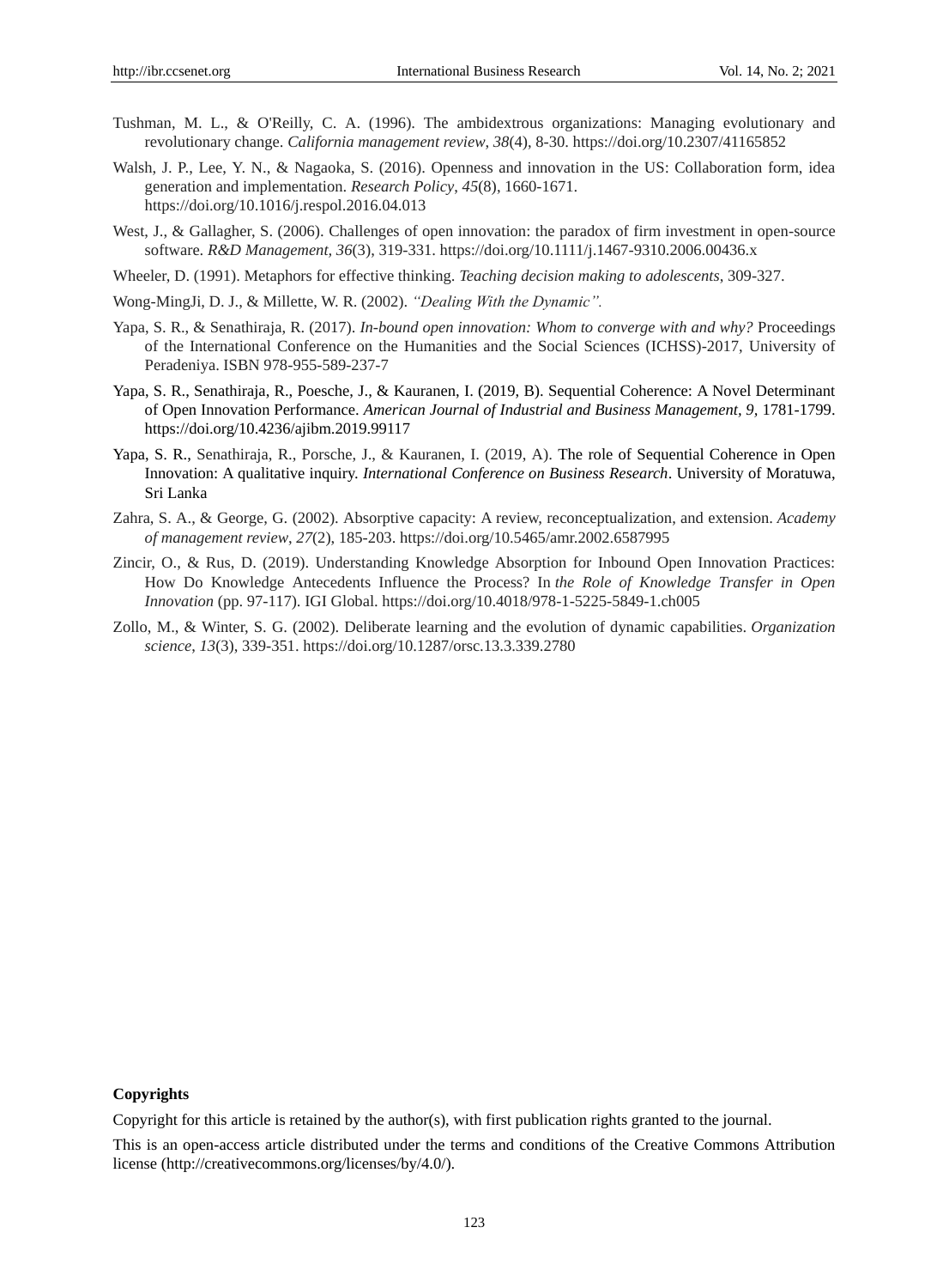Tushman, M. L., & O'Reilly, C. A. (1996). The ambidextrous organizations: Managing evolutionary and revolutionary change. *California management review*, *38*(4), 8-30. https://doi.org/10.2307/41165852

Walsh, J. P., Lee, Y. N., & Nagaoka, S. (2016). Openness and innovation in the US: Collaboration form, idea generation and implementation. *Research Policy*, *45*(8), 1660-1671. https://doi.org/10.1016/j.respol.2016.04.013

West, J., & Gallagher, S. (2006). Challenges of open innovation: the paradox of firm investment in open-source software. *R&D Management*, *36*(3), 319-331. https://doi.org/10.1111/j.1467-9310.2006.00436.x

Wheeler, D. (1991). Metaphors for effective thinking. *Teaching decision making to adolescents*, 309-327.

Wong-MingJi, D. J., & Millette, W. R. (2002). *"Dealing With the Dynamic".*

Yapa, S. R., & Senathiraja, R. (2017). *In-bound open innovation: Whom to converge with and why?* Proceedings of the International Conference on the Humanities and the Social Sciences (ICHSS)-2017, University of Peradeniya. ISBN 978-955-589-237-7

Yapa, S. R., Senathiraja, R., Poesche, J., & Kauranen, I. (2019, B). Sequential Coherence: A Novel Determinant of Open Innovation Performance. *American Journal of Industrial and Business Management*, *9*, 1781-1799. https://doi.org/10.4236/ajibm.2019.99117

Yapa, S. R., Senathiraja, R., Porsche, J., & Kauranen, I. (2019, A). The role of Sequential Coherence in Open Innovation: A qualitative inquiry. *International Conference on Business Research*. University of Moratuwa, Sri Lanka

Zahra, S. A., & George, G. (2002). Absorptive capacity: A review, reconceptualization, and extension. *Academy of management review*, *27*(2), 185-203. https://doi.org/10.5465/amr.2002.6587995

Zincir, O., & Rus, D. (2019). Understanding Knowledge Absorption for Inbound Open Innovation Practices: How Do Knowledge Antecedents Influence the Process? In *the Role of Knowledge Transfer in Open Innovation* (pp. 97-117). IGI Global. https://doi.org/10.4018/978-1-5225-5849-1.ch005

Zollo, M., & Winter, S. G. (2002). Deliberate learning and the evolution of dynamic capabilities. *Organization science*, *13*(3), 339-351. https://doi.org/10.1287/orsc.13.3.339.2780

**Copyrights**

Copyright for this article is retained by the author(s), with first publication rights granted to the journal.

This is an open-access article distributed under the terms and conditions of the Creative Commons Attribution license (http://creativecommons.org/licenses/by/4.0/).